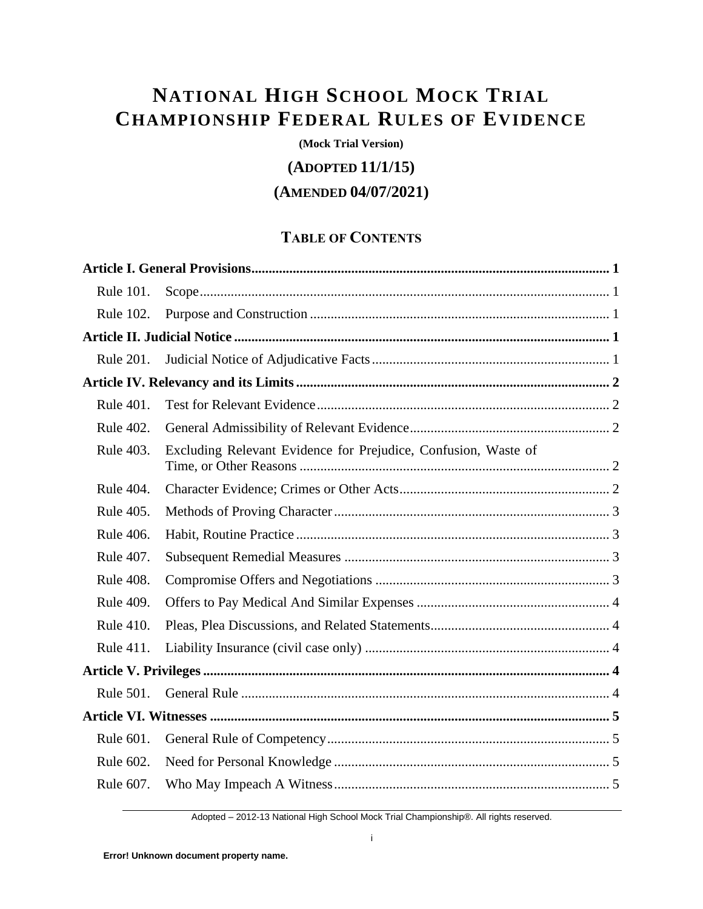# National High School Mock Trial Championship Federal Rules of Evidence

**(Mock Trial Version)**

**(Adopted 11/1/15)**

**(Amended 04/07/2021)**

## Table of Contents

| | | |
|---|---|---|
| **Article I. General Provisions** | | **1** |
| Rule 101. | Scope | 1 |
| Rule 102. | Purpose and Construction | 1 |
| **Article II. Judicial Notice** | | **1** |
| Rule 201. | Judicial Notice of Adjudicative Facts | 1 |
| **Article IV. Relevancy and its Limits** | | **2** |
| Rule 401. | Test for Relevant Evidence | 2 |
| Rule 402. | General Admissibility of Relevant Evidence | 2 |
| Rule 403. | Excluding Relevant Evidence for Prejudice, Confusion, Waste of Time, or Other Reasons | 2 |
| Rule 404. | Character Evidence; Crimes or Other Acts | 2 |
| Rule 405. | Methods of Proving Character | 3 |
| Rule 406. | Habit, Routine Practice | 3 |
| Rule 407. | Subsequent Remedial Measures | 3 |
| Rule 408. | Compromise Offers and Negotiations | 3 |
| Rule 409. | Offers to Pay Medical And Similar Expenses | 4 |
| Rule 410. | Pleas, Plea Discussions, and Related Statements | 4 |
| Rule 411. | Liability Insurance (civil case only) | 4 |
| **Article V. Privileges** | | **4** |
| Rule 501. | General Rule | 4 |
| **Article VI. Witnesses** | | **5** |
| Rule 601. | General Rule of Competency | 5 |
| Rule 602. | Need for Personal Knowledge | 5 |
| Rule 607. | Who May Impeach A Witness | 5 |

Adopted – 2012-13 National High School Mock Trial Championship®. All rights reserved.

Error! Unknown document property name.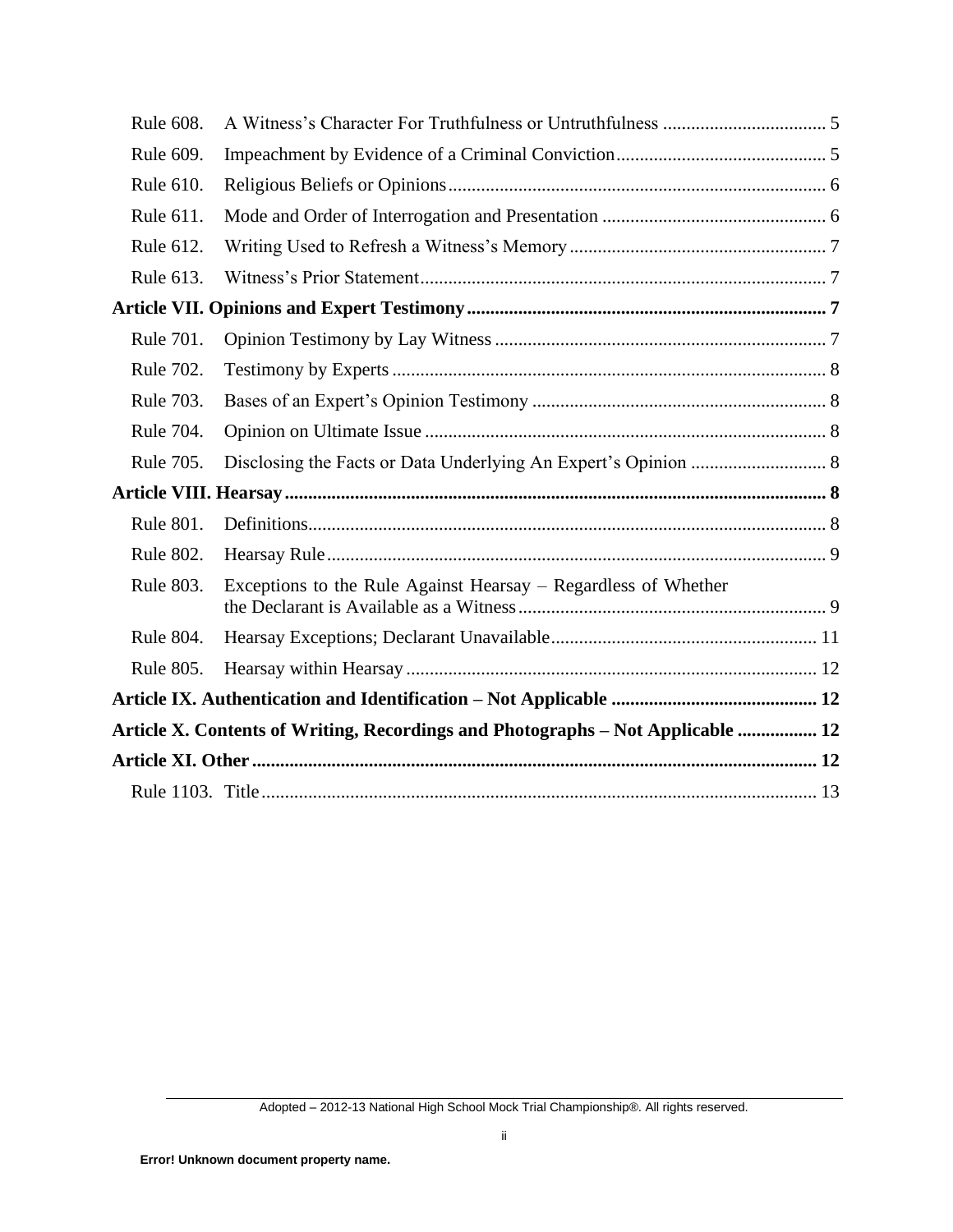Rule 608. A Witness's Character For Truthfulness or Untruthfulness ................................... 5

Rule 609. Impeachment by Evidence of a Criminal Conviction............................................ 5

Rule 610. Religious Beliefs or Opinions................................................................................ 6

Rule 611. Mode and Order of Interrogation and Presentation ............................................... 6

Rule 612. Writing Used to Refresh a Witness's Memory...................................................... 7

Rule 613. Witness's Prior Statement...................................................................................... 7

**Article VII. Opinions and Expert Testimony............................................................................ 7**

Rule 701. Opinion Testimony by Lay Witness ...................................................................... 7

Rule 702. Testimony by Experts ............................................................................................ 8

Rule 703. Bases of an Expert's Opinion Testimony .............................................................. 8

Rule 704. Opinion on Ultimate Issue ..................................................................................... 8

Rule 705. Disclosing the Facts or Data Underlying An Expert's Opinion ............................. 8

**Article VIII. Hearsay.................................................................................................................. 8**

Rule 801. Definitions.............................................................................................................. 8

Rule 802. Hearsay Rule.......................................................................................................... 9

Rule 803. Exceptions to the Rule Against Hearsay – Regardless of Whether the Declarant is Available as a Witness................................................................. 9

Rule 804. Hearsay Exceptions; Declarant Unavailable........................................................ 11

Rule 805. Hearsay within Hearsay ....................................................................................... 12

**Article IX. Authentication and Identification – Not Applicable ........................................... 12**

**Article X. Contents of Writing, Recordings and Photographs – Not Applicable ................ 12**

**Article XI. Other ....................................................................................................................... 12**

Rule 1103. Title...................................................................................................................... 13

Adopted – 2012-13 National High School Mock Trial Championship®. All rights reserved.

Error! Unknown document property name.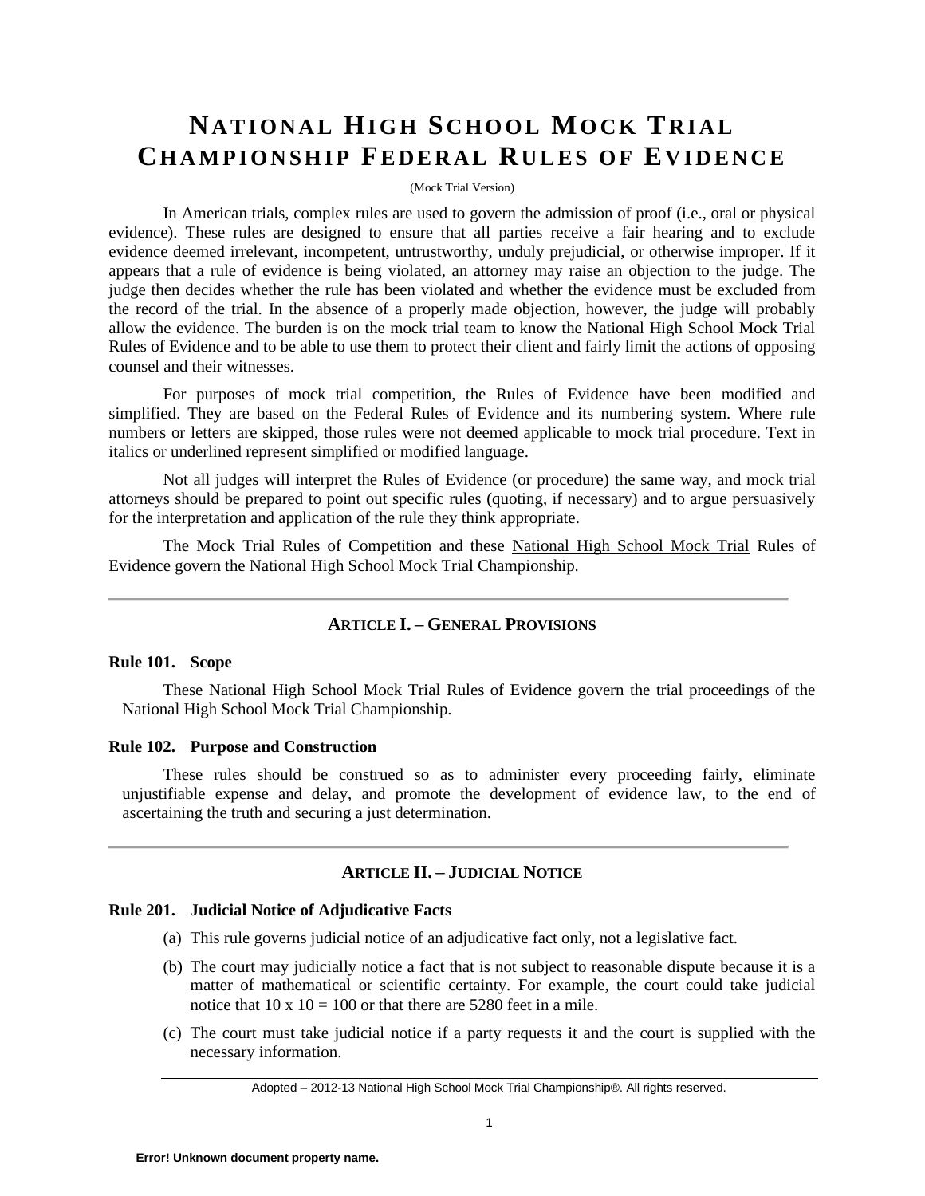# NATIONAL HIGH SCHOOL MOCK TRIAL CHAMPIONSHIP FEDERAL RULES OF EVIDENCE

(Mock Trial Version)

In American trials, complex rules are used to govern the admission of proof (i.e., oral or physical evidence). These rules are designed to ensure that all parties receive a fair hearing and to exclude evidence deemed irrelevant, incompetent, untrustworthy, unduly prejudicial, or otherwise improper. If it appears that a rule of evidence is being violated, an attorney may raise an objection to the judge. The judge then decides whether the rule has been violated and whether the evidence must be excluded from the record of the trial. In the absence of a properly made objection, however, the judge will probably allow the evidence. The burden is on the mock trial team to know the National High School Mock Trial Rules of Evidence and to be able to use them to protect their client and fairly limit the actions of opposing counsel and their witnesses.

For purposes of mock trial competition, the Rules of Evidence have been modified and simplified. They are based on the Federal Rules of Evidence and its numbering system. Where rule numbers or letters are skipped, those rules were not deemed applicable to mock trial procedure. Text in italics or underlined represent simplified or modified language.

Not all judges will interpret the Rules of Evidence (or procedure) the same way, and mock trial attorneys should be prepared to point out specific rules (quoting, if necessary) and to argue persuasively for the interpretation and application of the rule they think appropriate.

The Mock Trial Rules of Competition and these <u>National High School Mock Trial</u> Rules of Evidence govern the National High School Mock Trial Championship.

---

## ARTICLE I. – GENERAL PROVISIONS

### Rule 101. Scope

These National High School Mock Trial Rules of Evidence govern the trial proceedings of the National High School Mock Trial Championship.

### Rule 102. Purpose and Construction

These rules should be construed so as to administer every proceeding fairly, eliminate unjustifiable expense and delay, and promote the development of evidence law, to the end of ascertaining the truth and securing a just determination.

---

## ARTICLE II. – JUDICIAL NOTICE

### Rule 201. Judicial Notice of Adjudicative Facts

(a) This rule governs judicial notice of an adjudicative fact only, not a legislative fact.

(b) The court may judicially notice a fact that is not subject to reasonable dispute because it is a matter of mathematical or scientific certainty. For example, the court could take judicial notice that 10 x 10 = 100 or that there are 5280 feet in a mile.

(c) The court must take judicial notice if a party requests it and the court is supplied with the necessary information.

Adopted – 2012-13 National High School Mock Trial Championship®. All rights reserved.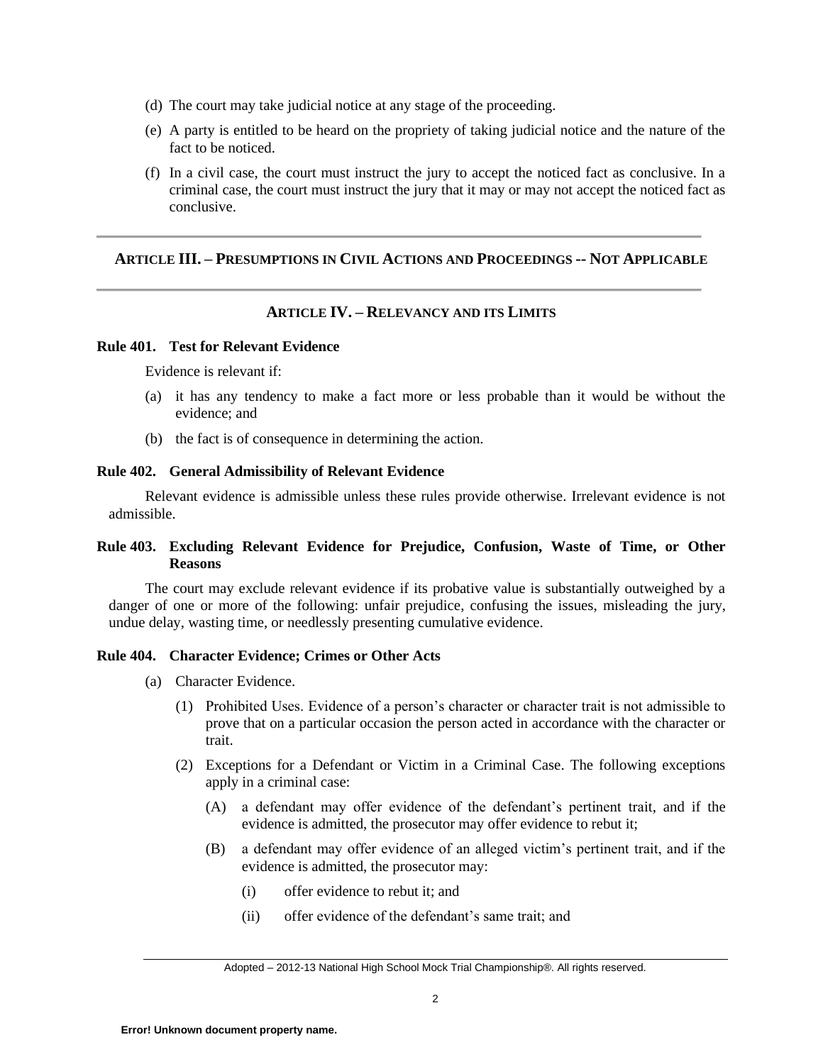(d) The court may take judicial notice at any stage of the proceeding.

(e) A party is entitled to be heard on the propriety of taking judicial notice and the nature of the fact to be noticed.

(f) In a civil case, the court must instruct the jury to accept the noticed fact as conclusive. In a criminal case, the court must instruct the jury that it may or may not accept the noticed fact as conclusive.

## ARTICLE III. – PRESUMPTIONS IN CIVIL ACTIONS AND PROCEEDINGS -- NOT APPLICABLE

## ARTICLE IV. – RELEVANCY AND ITS LIMITS

### Rule 401. Test for Relevant Evidence

Evidence is relevant if:

(a) it has any tendency to make a fact more or less probable than it would be without the evidence; and

(b) the fact is of consequence in determining the action.

### Rule 402. General Admissibility of Relevant Evidence

Relevant evidence is admissible unless these rules provide otherwise. Irrelevant evidence is not admissible.

### Rule 403. Excluding Relevant Evidence for Prejudice, Confusion, Waste of Time, or Other Reasons

The court may exclude relevant evidence if its probative value is substantially outweighed by a danger of one or more of the following: unfair prejudice, confusing the issues, misleading the jury, undue delay, wasting time, or needlessly presenting cumulative evidence.

### Rule 404. Character Evidence; Crimes or Other Acts

(a) Character Evidence.

(1) Prohibited Uses. Evidence of a person's character or character trait is not admissible to prove that on a particular occasion the person acted in accordance with the character or trait.

(2) Exceptions for a Defendant or Victim in a Criminal Case. The following exceptions apply in a criminal case:

(A) a defendant may offer evidence of the defendant's pertinent trait, and if the evidence is admitted, the prosecutor may offer evidence to rebut it;

(B) a defendant may offer evidence of an alleged victim's pertinent trait, and if the evidence is admitted, the prosecutor may:

(i) offer evidence to rebut it; and

(ii) offer evidence of the defendant's same trait; and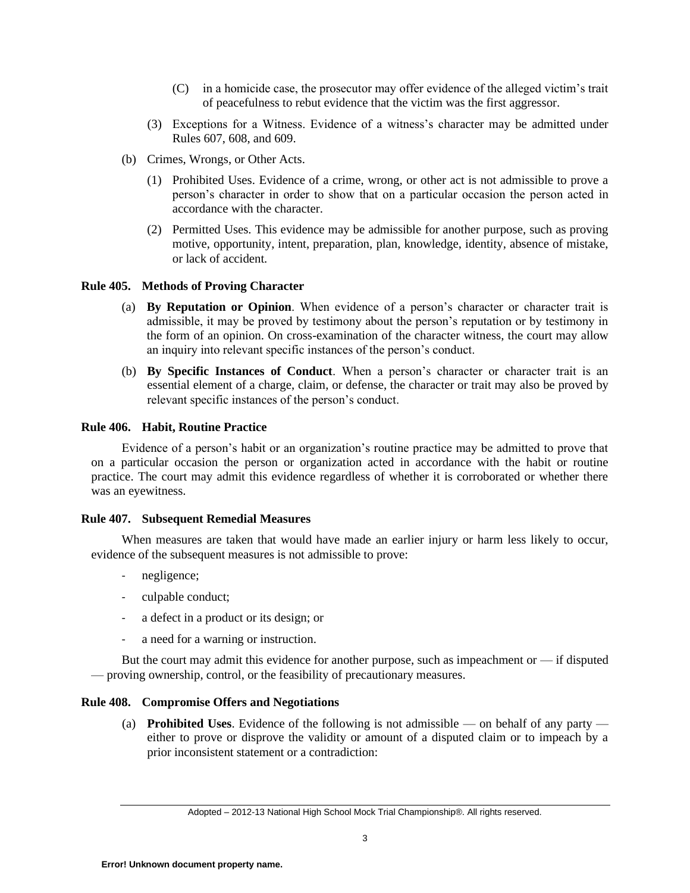(C) in a homicide case, the prosecutor may offer evidence of the alleged victim's trait of peacefulness to rebut evidence that the victim was the first aggressor.

(3) Exceptions for a Witness. Evidence of a witness's character may be admitted under Rules 607, 608, and 609.

(b) Crimes, Wrongs, or Other Acts.

(1) Prohibited Uses. Evidence of a crime, wrong, or other act is not admissible to prove a person's character in order to show that on a particular occasion the person acted in accordance with the character.

(2) Permitted Uses. This evidence may be admissible for another purpose, such as proving motive, opportunity, intent, preparation, plan, knowledge, identity, absence of mistake, or lack of accident.

### Rule 405. Methods of Proving Character

(a) **By Reputation or Opinion**. When evidence of a person's character or character trait is admissible, it may be proved by testimony about the person's reputation or by testimony in the form of an opinion. On cross-examination of the character witness, the court may allow an inquiry into relevant specific instances of the person's conduct.

(b) **By Specific Instances of Conduct**. When a person's character or character trait is an essential element of a charge, claim, or defense, the character or trait may also be proved by relevant specific instances of the person's conduct.

### Rule 406. Habit, Routine Practice

Evidence of a person's habit or an organization's routine practice may be admitted to prove that on a particular occasion the person or organization acted in accordance with the habit or routine practice. The court may admit this evidence regardless of whether it is corroborated or whether there was an eyewitness.

### Rule 407. Subsequent Remedial Measures

When measures are taken that would have made an earlier injury or harm less likely to occur, evidence of the subsequent measures is not admissible to prove:

- negligence;
- culpable conduct;
- a defect in a product or its design; or
- a need for a warning or instruction.

But the court may admit this evidence for another purpose, such as impeachment or — if disputed — proving ownership, control, or the feasibility of precautionary measures.

### Rule 408. Compromise Offers and Negotiations

(a) **Prohibited Uses**. Evidence of the following is not admissible — on behalf of any party — either to prove or disprove the validity or amount of a disputed claim or to impeach by a prior inconsistent statement or a contradiction: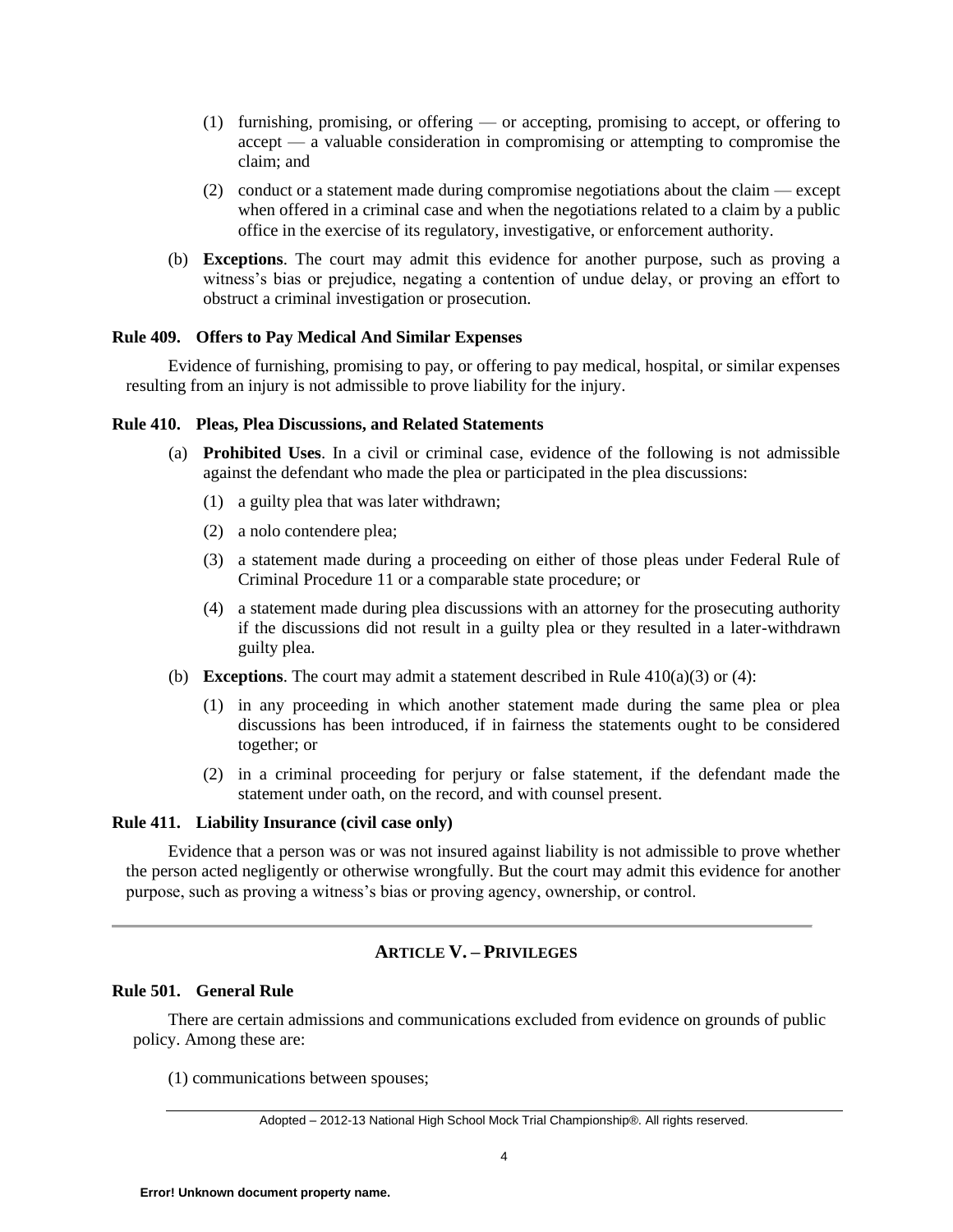(1) furnishing, promising, or offering — or accepting, promising to accept, or offering to accept — a valuable consideration in compromising or attempting to compromise the claim; and

(2) conduct or a statement made during compromise negotiations about the claim — except when offered in a criminal case and when the negotiations related to a claim by a public office in the exercise of its regulatory, investigative, or enforcement authority.

(b) **Exceptions**. The court may admit this evidence for another purpose, such as proving a witness's bias or prejudice, negating a contention of undue delay, or proving an effort to obstruct a criminal investigation or prosecution.

**Rule 409. Offers to Pay Medical And Similar Expenses**

Evidence of furnishing, promising to pay, or offering to pay medical, hospital, or similar expenses resulting from an injury is not admissible to prove liability for the injury.

**Rule 410. Pleas, Plea Discussions, and Related Statements**

(a) **Prohibited Uses**. In a civil or criminal case, evidence of the following is not admissible against the defendant who made the plea or participated in the plea discussions:

(1) a guilty plea that was later withdrawn;

(2) a nolo contendere plea;

(3) a statement made during a proceeding on either of those pleas under Federal Rule of Criminal Procedure 11 or a comparable state procedure; or

(4) a statement made during plea discussions with an attorney for the prosecuting authority if the discussions did not result in a guilty plea or they resulted in a later-withdrawn guilty plea.

(b) **Exceptions**. The court may admit a statement described in Rule 410(a)(3) or (4):

(1) in any proceeding in which another statement made during the same plea or plea discussions has been introduced, if in fairness the statements ought to be considered together; or

(2) in a criminal proceeding for perjury or false statement, if the defendant made the statement under oath, on the record, and with counsel present.

**Rule 411. Liability Insurance (civil case only)**

Evidence that a person was or was not insured against liability is not admissible to prove whether the person acted negligently or otherwise wrongfully. But the court may admit this evidence for another purpose, such as proving a witness's bias or proving agency, ownership, or control.

---

## ARTICLE V. – PRIVILEGES

**Rule 501. General Rule**

There are certain admissions and communications excluded from evidence on grounds of public policy. Among these are:

(1) communications between spouses;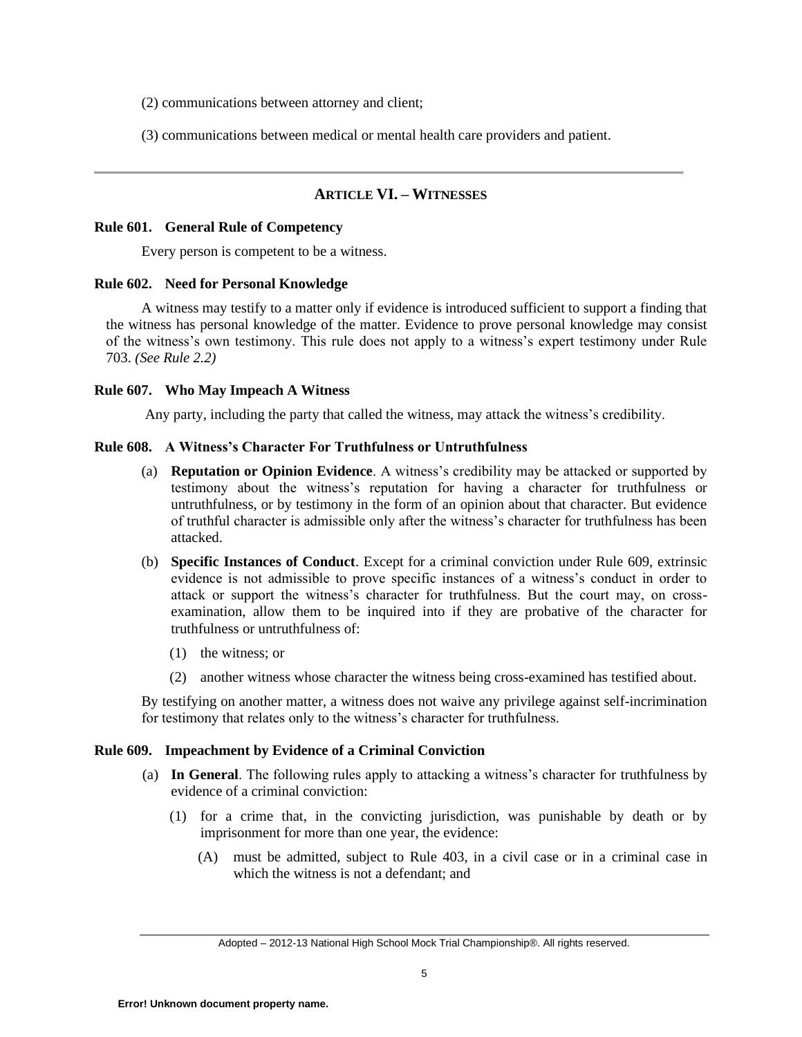(2) communications between attorney and client;

(3) communications between medical or mental health care providers and patient.

---

## ARTICLE VI. – WITNESSES

### Rule 601. General Rule of Competency

Every person is competent to be a witness.

### Rule 602. Need for Personal Knowledge

A witness may testify to a matter only if evidence is introduced sufficient to support a finding that the witness has personal knowledge of the matter. Evidence to prove personal knowledge may consist of the witness's own testimony. This rule does not apply to a witness's expert testimony under Rule 703. *(See Rule 2.2)*

### Rule 607. Who May Impeach A Witness

Any party, including the party that called the witness, may attack the witness's credibility.

### Rule 608. A Witness's Character For Truthfulness or Untruthfulness

(a) **Reputation or Opinion Evidence**. A witness's credibility may be attacked or supported by testimony about the witness's reputation for having a character for truthfulness or untruthfulness, or by testimony in the form of an opinion about that character. But evidence of truthful character is admissible only after the witness's character for truthfulness has been attacked.

(b) **Specific Instances of Conduct**. Except for a criminal conviction under Rule 609, extrinsic evidence is not admissible to prove specific instances of a witness's conduct in order to attack or support the witness's character for truthfulness. But the court may, on cross-examination, allow them to be inquired into if they are probative of the character for truthfulness or untruthfulness of:

   (1) the witness; or

   (2) another witness whose character the witness being cross-examined has testified about.

By testifying on another matter, a witness does not waive any privilege against self-incrimination for testimony that relates only to the witness's character for truthfulness.

### Rule 609. Impeachment by Evidence of a Criminal Conviction

(a) **In General**. The following rules apply to attacking a witness's character for truthfulness by evidence of a criminal conviction:

   (1) for a crime that, in the convicting jurisdiction, was punishable by death or by imprisonment for more than one year, the evidence:

      (A) must be admitted, subject to Rule 403, in a civil case or in a criminal case in which the witness is not a defendant; and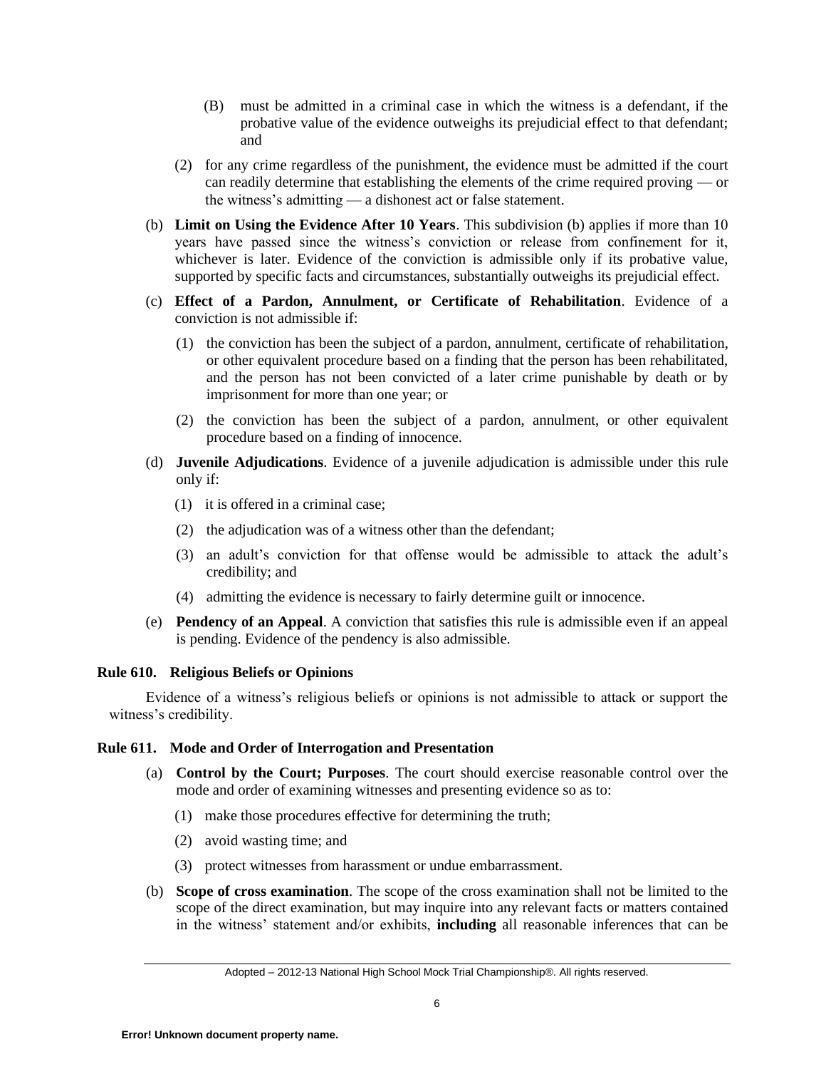- (B) must be admitted in a criminal case in which the witness is a defendant, if the probative value of the evidence outweighs its prejudicial effect to that defendant; and

- (2) for any crime regardless of the punishment, the evidence must be admitted if the court can readily determine that establishing the elements of the crime required proving — or the witness's admitting — a dishonest act or false statement.

(b) **Limit on Using the Evidence After 10 Years**. This subdivision (b) applies if more than 10 years have passed since the witness's conviction or release from confinement for it, whichever is later. Evidence of the conviction is admissible only if its probative value, supported by specific facts and circumstances, substantially outweighs its prejudicial effect.

(c) **Effect of a Pardon, Annulment, or Certificate of Rehabilitation**. Evidence of a conviction is not admissible if:

- (1) the conviction has been the subject of a pardon, annulment, certificate of rehabilitation, or other equivalent procedure based on a finding that the person has been rehabilitated, and the person has not been convicted of a later crime punishable by death or by imprisonment for more than one year; or
- (2) the conviction has been the subject of a pardon, annulment, or other equivalent procedure based on a finding of innocence.

(d) **Juvenile Adjudications**. Evidence of a juvenile adjudication is admissible under this rule only if:

- (1) it is offered in a criminal case;
- (2) the adjudication was of a witness other than the defendant;
- (3) an adult's conviction for that offense would be admissible to attack the adult's credibility; and
- (4) admitting the evidence is necessary to fairly determine guilt or innocence.

(e) **Pendency of an Appeal**. A conviction that satisfies this rule is admissible even if an appeal is pending. Evidence of the pendency is also admissible.

### Rule 610. Religious Beliefs or Opinions

Evidence of a witness's religious beliefs or opinions is not admissible to attack or support the witness's credibility.

### Rule 611. Mode and Order of Interrogation and Presentation

(a) **Control by the Court; Purposes**. The court should exercise reasonable control over the mode and order of examining witnesses and presenting evidence so as to:

- (1) make those procedures effective for determining the truth;
- (2) avoid wasting time; and
- (3) protect witnesses from harassment or undue embarrassment.

(b) **Scope of cross examination**. The scope of the cross examination shall not be limited to the scope of the direct examination, but may inquire into any relevant facts or matters contained in the witness' statement and/or exhibits, **including** all reasonable inferences that can be

Adopted – 2012-13 National High School Mock Trial Championship®. All rights reserved.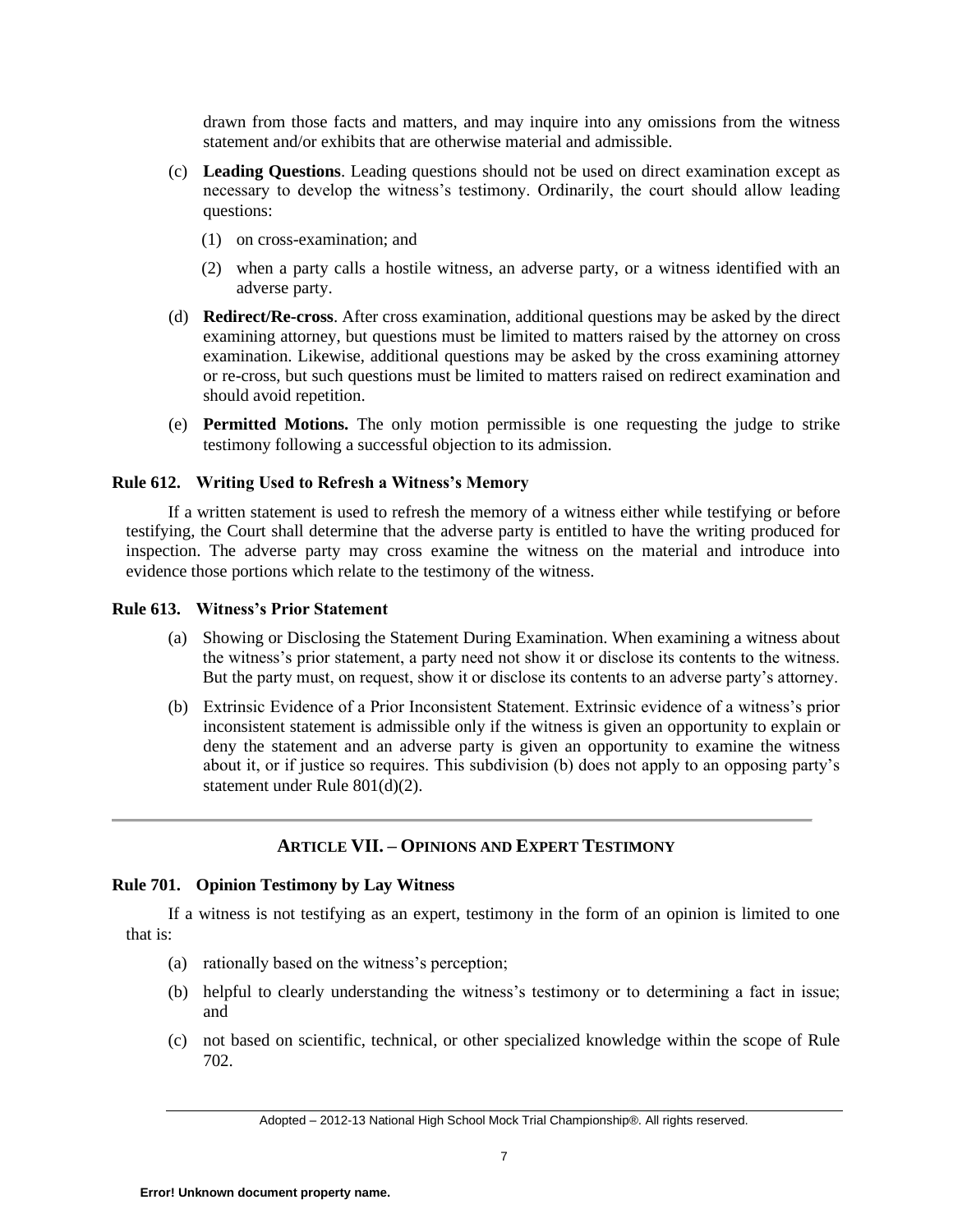drawn from those facts and matters, and may inquire into any omissions from the witness statement and/or exhibits that are otherwise material and admissible.

(c) **Leading Questions**. Leading questions should not be used on direct examination except as necessary to develop the witness's testimony. Ordinarily, the court should allow leading questions:

(1) on cross-examination; and

(2) when a party calls a hostile witness, an adverse party, or a witness identified with an adverse party.

(d) **Redirect/Re-cross**. After cross examination, additional questions may be asked by the direct examining attorney, but questions must be limited to matters raised by the attorney on cross examination. Likewise, additional questions may be asked by the cross examining attorney or re-cross, but such questions must be limited to matters raised on redirect examination and should avoid repetition.

(e) **Permitted Motions.** The only motion permissible is one requesting the judge to strike testimony following a successful objection to its admission.

### Rule 612. Writing Used to Refresh a Witness's Memory

If a written statement is used to refresh the memory of a witness either while testifying or before testifying, the Court shall determine that the adverse party is entitled to have the writing produced for inspection. The adverse party may cross examine the witness on the material and introduce into evidence those portions which relate to the testimony of the witness.

### Rule 613. Witness's Prior Statement

(a) Showing or Disclosing the Statement During Examination. When examining a witness about the witness's prior statement, a party need not show it or disclose its contents to the witness. But the party must, on request, show it or disclose its contents to an adverse party's attorney.

(b) Extrinsic Evidence of a Prior Inconsistent Statement. Extrinsic evidence of a witness's prior inconsistent statement is admissible only if the witness is given an opportunity to explain or deny the statement and an adverse party is given an opportunity to examine the witness about it, or if justice so requires. This subdivision (b) does not apply to an opposing party's statement under Rule 801(d)(2).

---

## ARTICLE VII. – OPINIONS AND EXPERT TESTIMONY

### Rule 701. Opinion Testimony by Lay Witness

If a witness is not testifying as an expert, testimony in the form of an opinion is limited to one that is:

(a) rationally based on the witness's perception;

(b) helpful to clearly understanding the witness's testimony or to determining a fact in issue; and

(c) not based on scientific, technical, or other specialized knowledge within the scope of Rule 702.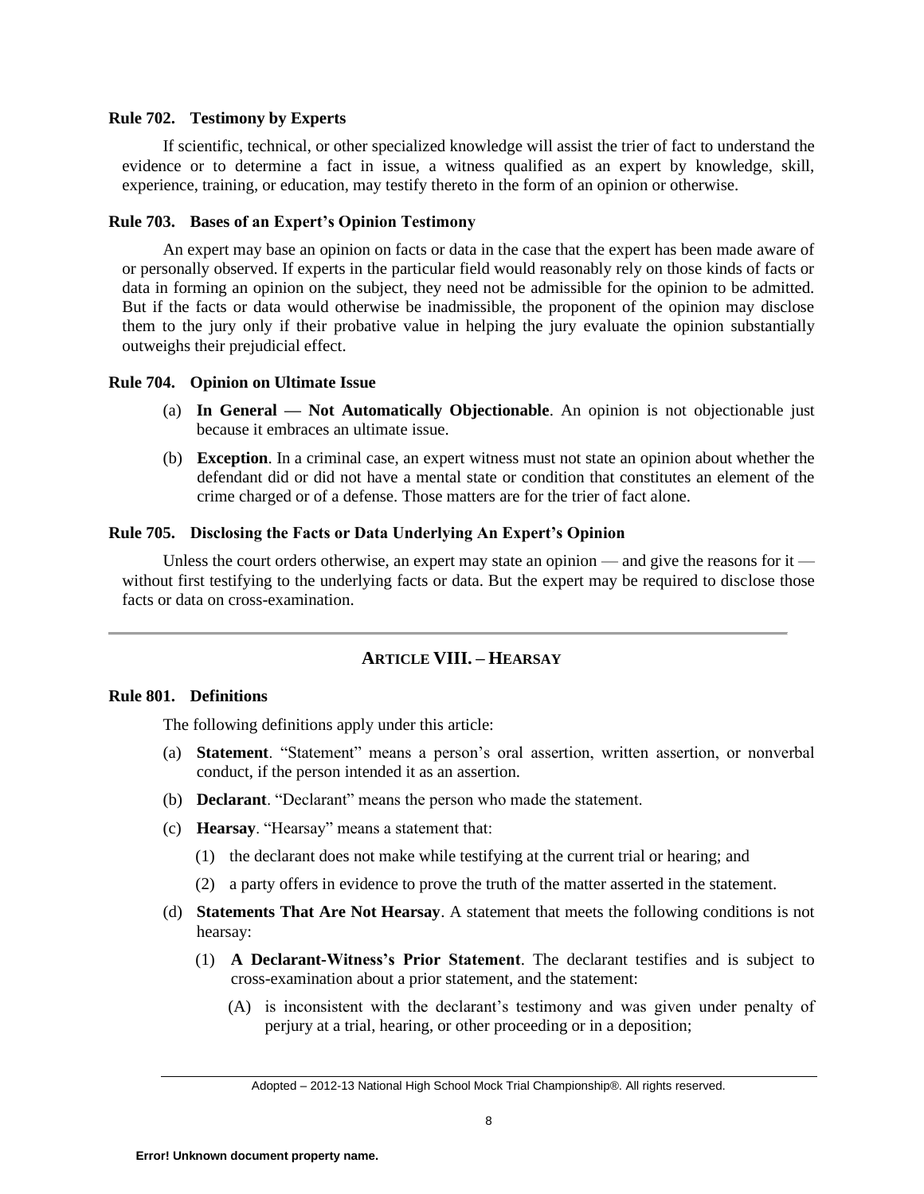### Rule 702. Testimony by Experts

If scientific, technical, or other specialized knowledge will assist the trier of fact to understand the evidence or to determine a fact in issue, a witness qualified as an expert by knowledge, skill, experience, training, or education, may testify thereto in the form of an opinion or otherwise.

### Rule 703. Bases of an Expert's Opinion Testimony

An expert may base an opinion on facts or data in the case that the expert has been made aware of or personally observed. If experts in the particular field would reasonably rely on those kinds of facts or data in forming an opinion on the subject, they need not be admissible for the opinion to be admitted. But if the facts or data would otherwise be inadmissible, the proponent of the opinion may disclose them to the jury only if their probative value in helping the jury evaluate the opinion substantially outweighs their prejudicial effect.

### Rule 704. Opinion on Ultimate Issue

(a) **In General — Not Automatically Objectionable**. An opinion is not objectionable just because it embraces an ultimate issue.

(b) **Exception**. In a criminal case, an expert witness must not state an opinion about whether the defendant did or did not have a mental state or condition that constitutes an element of the crime charged or of a defense. Those matters are for the trier of fact alone.

### Rule 705. Disclosing the Facts or Data Underlying An Expert's Opinion

Unless the court orders otherwise, an expert may state an opinion — and give the reasons for it — without first testifying to the underlying facts or data. But the expert may be required to disclose those facts or data on cross-examination.

---

## ARTICLE VIII. – HEARSAY

### Rule 801. Definitions

The following definitions apply under this article:

(a) **Statement**. "Statement" means a person's oral assertion, written assertion, or nonverbal conduct, if the person intended it as an assertion.

(b) **Declarant**. "Declarant" means the person who made the statement.

(c) **Hearsay**. "Hearsay" means a statement that:

   (1) the declarant does not make while testifying at the current trial or hearing; and

   (2) a party offers in evidence to prove the truth of the matter asserted in the statement.

(d) **Statements That Are Not Hearsay**. A statement that meets the following conditions is not hearsay:

   (1) **A Declarant-Witness's Prior Statement**. The declarant testifies and is subject to cross-examination about a prior statement, and the statement:

      (A) is inconsistent with the declarant's testimony and was given under penalty of perjury at a trial, hearing, or other proceeding or in a deposition;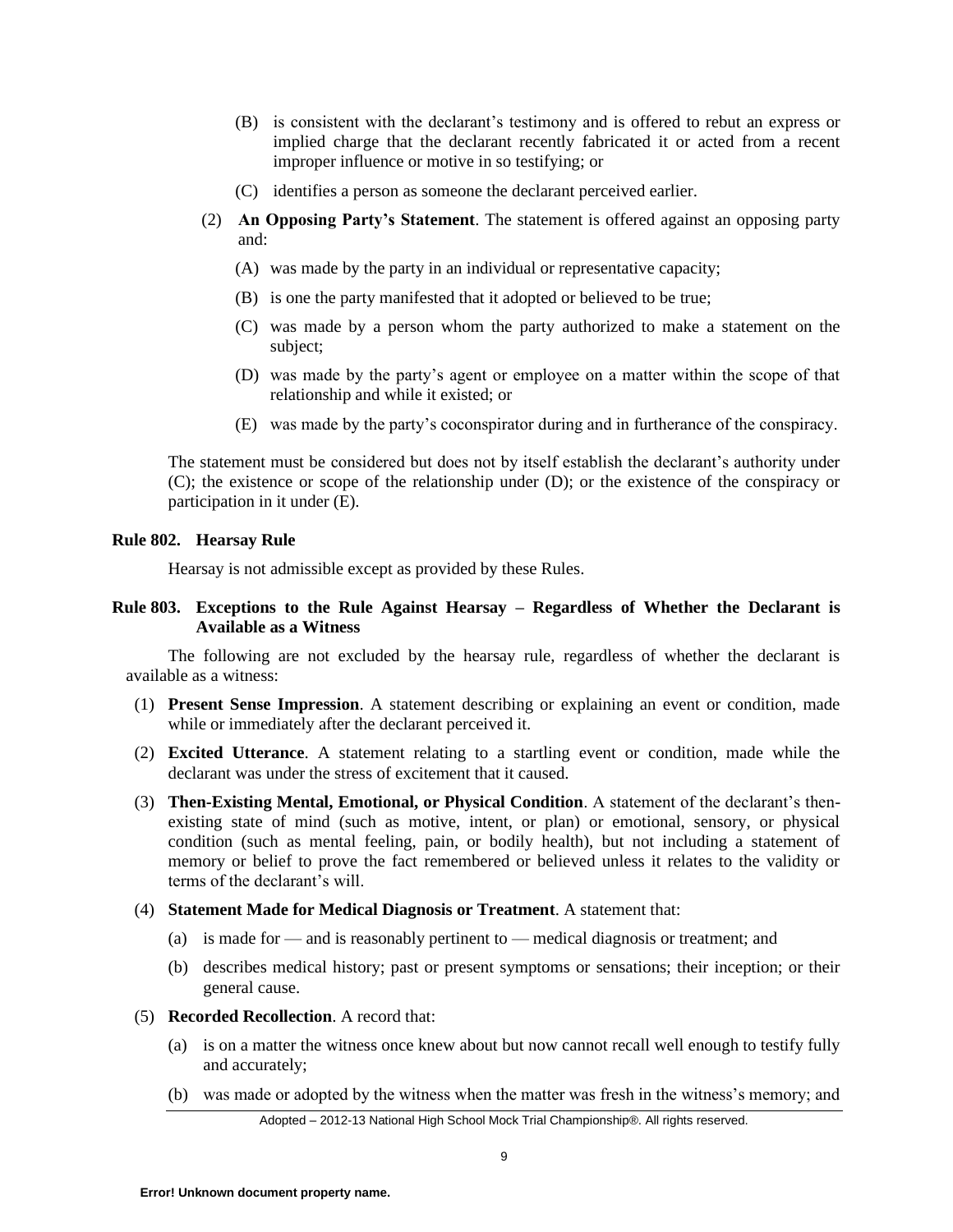(B) is consistent with the declarant's testimony and is offered to rebut an express or implied charge that the declarant recently fabricated it or acted from a recent improper influence or motive in so testifying; or

(C) identifies a person as someone the declarant perceived earlier.

(2) **An Opposing Party's Statement**. The statement is offered against an opposing party and:

(A) was made by the party in an individual or representative capacity;

(B) is one the party manifested that it adopted or believed to be true;

(C) was made by a person whom the party authorized to make a statement on the subject;

(D) was made by the party's agent or employee on a matter within the scope of that relationship and while it existed; or

(E) was made by the party's coconspirator during and in furtherance of the conspiracy.

The statement must be considered but does not by itself establish the declarant's authority under (C); the existence or scope of the relationship under (D); or the existence of the conspiracy or participation in it under (E).

**Rule 802. Hearsay Rule**

Hearsay is not admissible except as provided by these Rules.

**Rule 803. Exceptions to the Rule Against Hearsay – Regardless of Whether the Declarant is Available as a Witness**

The following are not excluded by the hearsay rule, regardless of whether the declarant is available as a witness:

(1) **Present Sense Impression**. A statement describing or explaining an event or condition, made while or immediately after the declarant perceived it.

(2) **Excited Utterance**. A statement relating to a startling event or condition, made while the declarant was under the stress of excitement that it caused.

(3) **Then-Existing Mental, Emotional, or Physical Condition**. A statement of the declarant's then-existing state of mind (such as motive, intent, or plan) or emotional, sensory, or physical condition (such as mental feeling, pain, or bodily health), but not including a statement of memory or belief to prove the fact remembered or believed unless it relates to the validity or terms of the declarant's will.

(4) **Statement Made for Medical Diagnosis or Treatment**. A statement that:

(a) is made for — and is reasonably pertinent to — medical diagnosis or treatment; and

(b) describes medical history; past or present symptoms or sensations; their inception; or their general cause.

(5) **Recorded Recollection**. A record that:

(a) is on a matter the witness once knew about but now cannot recall well enough to testify fully and accurately;

(b) was made or adopted by the witness when the matter was fresh in the witness's memory; and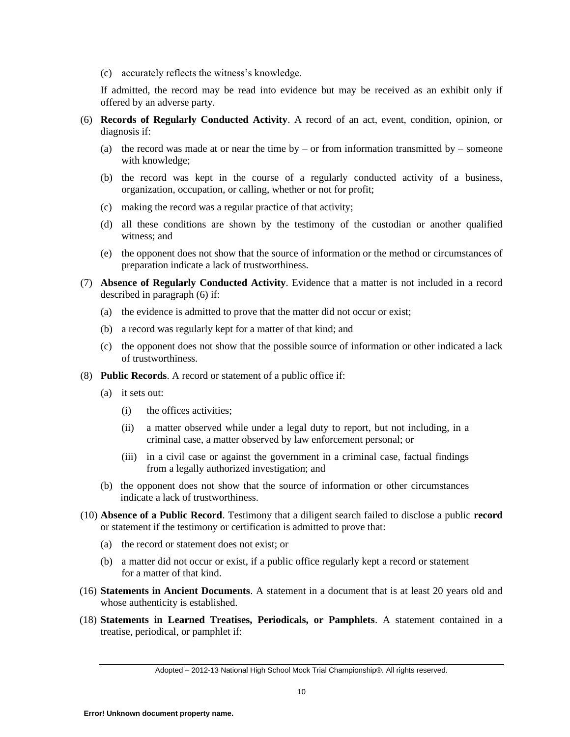(c) accurately reflects the witness's knowledge.

If admitted, the record may be read into evidence but may be received as an exhibit only if offered by an adverse party.

(6) **Records of Regularly Conducted Activity**. A record of an act, event, condition, opinion, or diagnosis if:

(a) the record was made at or near the time by – or from information transmitted by – someone with knowledge;

(b) the record was kept in the course of a regularly conducted activity of a business, organization, occupation, or calling, whether or not for profit;

(c) making the record was a regular practice of that activity;

(d) all these conditions are shown by the testimony of the custodian or another qualified witness; and

(e) the opponent does not show that the source of information or the method or circumstances of preparation indicate a lack of trustworthiness.

(7) **Absence of Regularly Conducted Activity**. Evidence that a matter is not included in a record described in paragraph (6) if:

(a) the evidence is admitted to prove that the matter did not occur or exist;

(b) a record was regularly kept for a matter of that kind; and

(c) the opponent does not show that the possible source of information or other indicated a lack of trustworthiness.

(8) **Public Records**. A record or statement of a public office if:

(a) it sets out:

(i) the offices activities;

(ii) a matter observed while under a legal duty to report, but not including, in a criminal case, a matter observed by law enforcement personal; or

(iii) in a civil case or against the government in a criminal case, factual findings from a legally authorized investigation; and

(b) the opponent does not show that the source of information or other circumstances indicate a lack of trustworthiness.

(10) **Absence of a Public Record**. Testimony that a diligent search failed to disclose a public **record** or statement if the testimony or certification is admitted to prove that:

(a) the record or statement does not exist; or

(b) a matter did not occur or exist, if a public office regularly kept a record or statement for a matter of that kind.

(16) **Statements in Ancient Documents**. A statement in a document that is at least 20 years old and whose authenticity is established.

(18) **Statements in Learned Treatises, Periodicals, or Pamphlets**. A statement contained in a treatise, periodical, or pamphlet if: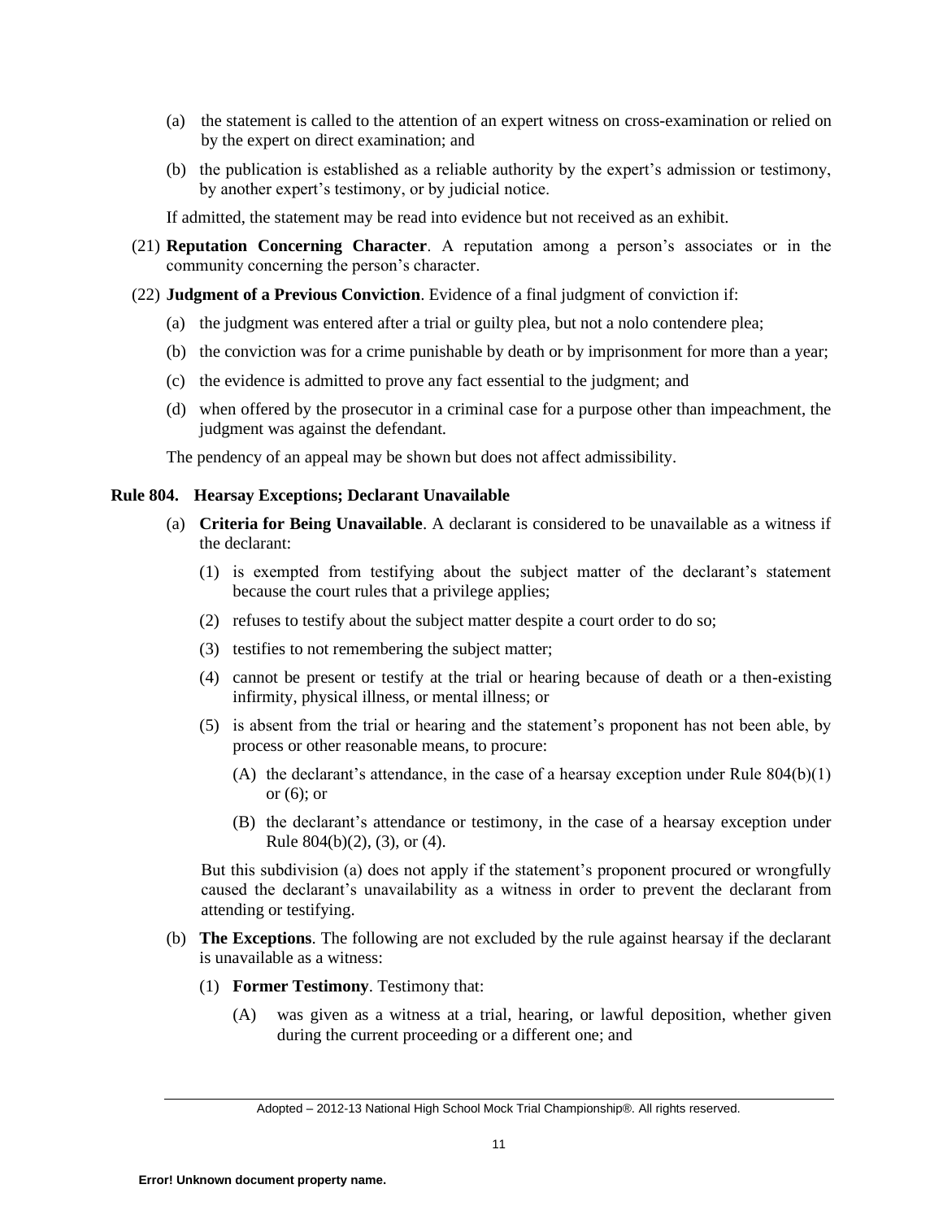(a) the statement is called to the attention of an expert witness on cross-examination or relied on by the expert on direct examination; and

(b) the publication is established as a reliable authority by the expert's admission or testimony, by another expert's testimony, or by judicial notice.

If admitted, the statement may be read into evidence but not received as an exhibit.

(21) **Reputation Concerning Character**. A reputation among a person's associates or in the community concerning the person's character.

(22) **Judgment of a Previous Conviction**. Evidence of a final judgment of conviction if:

(a) the judgment was entered after a trial or guilty plea, but not a nolo contendere plea;

(b) the conviction was for a crime punishable by death or by imprisonment for more than a year;

(c) the evidence is admitted to prove any fact essential to the judgment; and

(d) when offered by the prosecutor in a criminal case for a purpose other than impeachment, the judgment was against the defendant.

The pendency of an appeal may be shown but does not affect admissibility.

### Rule 804. Hearsay Exceptions; Declarant Unavailable

(a) **Criteria for Being Unavailable**. A declarant is considered to be unavailable as a witness if the declarant:

(1) is exempted from testifying about the subject matter of the declarant's statement because the court rules that a privilege applies;

(2) refuses to testify about the subject matter despite a court order to do so;

(3) testifies to not remembering the subject matter;

(4) cannot be present or testify at the trial or hearing because of death or a then-existing infirmity, physical illness, or mental illness; or

(5) is absent from the trial or hearing and the statement's proponent has not been able, by process or other reasonable means, to procure:

(A) the declarant's attendance, in the case of a hearsay exception under Rule 804(b)(1) or (6); or

(B) the declarant's attendance or testimony, in the case of a hearsay exception under Rule 804(b)(2), (3), or (4).

But this subdivision (a) does not apply if the statement's proponent procured or wrongfully caused the declarant's unavailability as a witness in order to prevent the declarant from attending or testifying.

(b) **The Exceptions**. The following are not excluded by the rule against hearsay if the declarant is unavailable as a witness:

(1) **Former Testimony**. Testimony that:

(A) was given as a witness at a trial, hearing, or lawful deposition, whether given during the current proceeding or a different one; and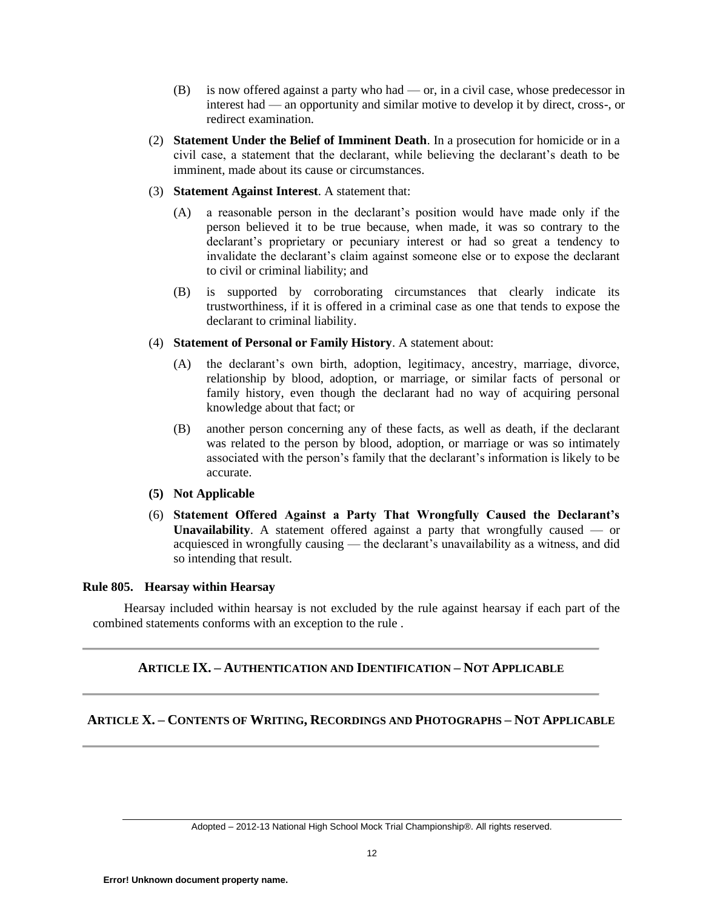(B) is now offered against a party who had — or, in a civil case, whose predecessor in interest had — an opportunity and similar motive to develop it by direct, cross-, or redirect examination.

(2) **Statement Under the Belief of Imminent Death**. In a prosecution for homicide or in a civil case, a statement that the declarant, while believing the declarant's death to be imminent, made about its cause or circumstances.

(3) **Statement Against Interest**. A statement that:

(A) a reasonable person in the declarant's position would have made only if the person believed it to be true because, when made, it was so contrary to the declarant's proprietary or pecuniary interest or had so great a tendency to invalidate the declarant's claim against someone else or to expose the declarant to civil or criminal liability; and

(B) is supported by corroborating circumstances that clearly indicate its trustworthiness, if it is offered in a criminal case as one that tends to expose the declarant to criminal liability.

(4) **Statement of Personal or Family History**. A statement about:

(A) the declarant's own birth, adoption, legitimacy, ancestry, marriage, divorce, relationship by blood, adoption, or marriage, or similar facts of personal or family history, even though the declarant had no way of acquiring personal knowledge about that fact; or

(B) another person concerning any of these facts, as well as death, if the declarant was related to the person by blood, adoption, or marriage or was so intimately associated with the person's family that the declarant's information is likely to be accurate.

**(5) Not Applicable**

(6) **Statement Offered Against a Party That Wrongfully Caused the Declarant's Unavailability**. A statement offered against a party that wrongfully caused — or acquiesced in wrongfully causing — the declarant's unavailability as a witness, and did so intending that result.

**Rule 805. Hearsay within Hearsay**

Hearsay included within hearsay is not excluded by the rule against hearsay if each part of the combined statements conforms with an exception to the rule .

---

## ARTICLE IX. – AUTHENTICATION AND IDENTIFICATION – NOT APPLICABLE

---

## ARTICLE X. – CONTENTS OF WRITING, RECORDINGS AND PHOTOGRAPHS – NOT APPLICABLE

---

Adopted – 2012-13 National High School Mock Trial Championship®. All rights reserved.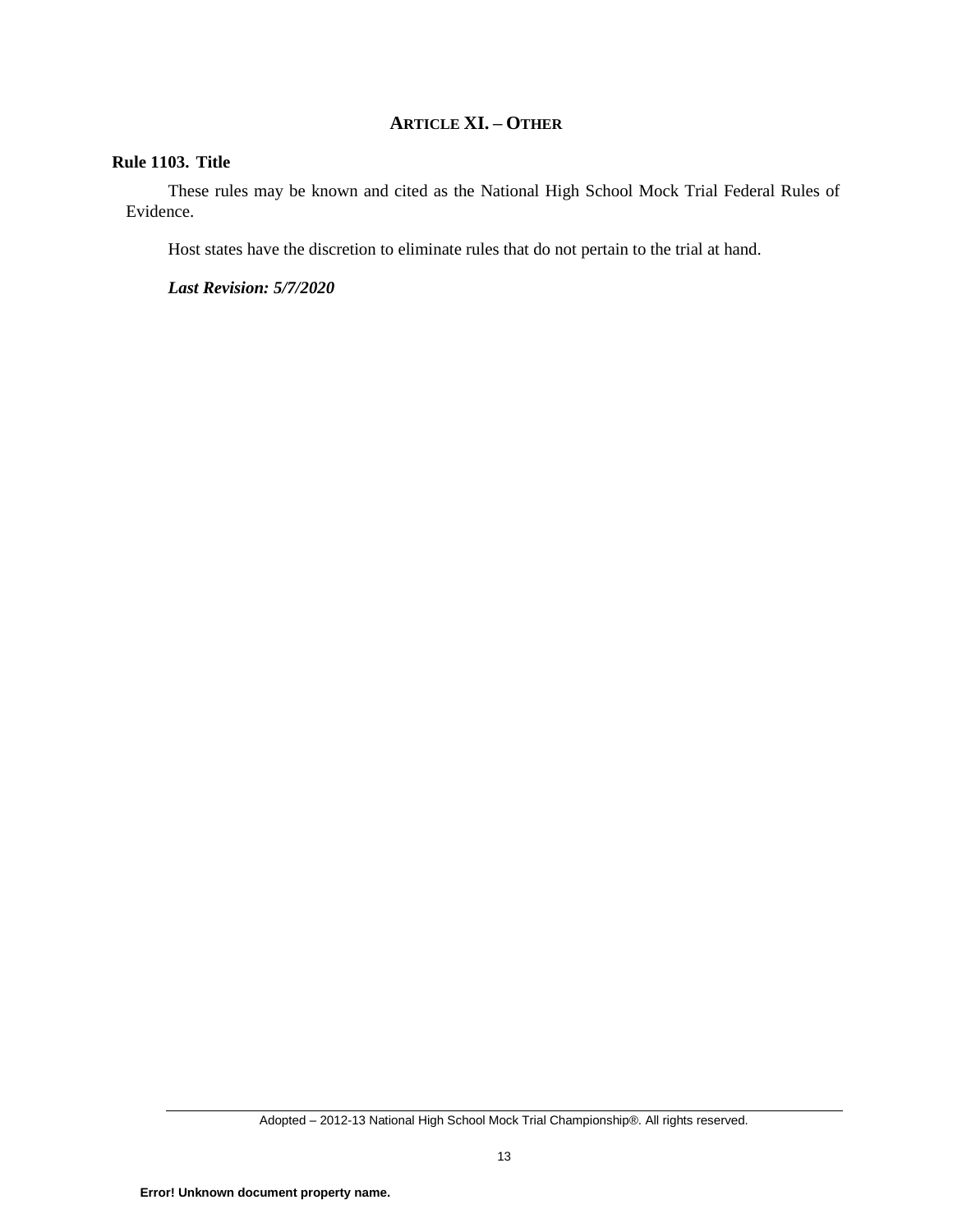## ARTICLE XI. – OTHER

### Rule 1103. Title

These rules may be known and cited as the National High School Mock Trial Federal Rules of Evidence.

Host states have the discretion to eliminate rules that do not pertain to the trial at hand.

***Last Revision: 5/7/2020***